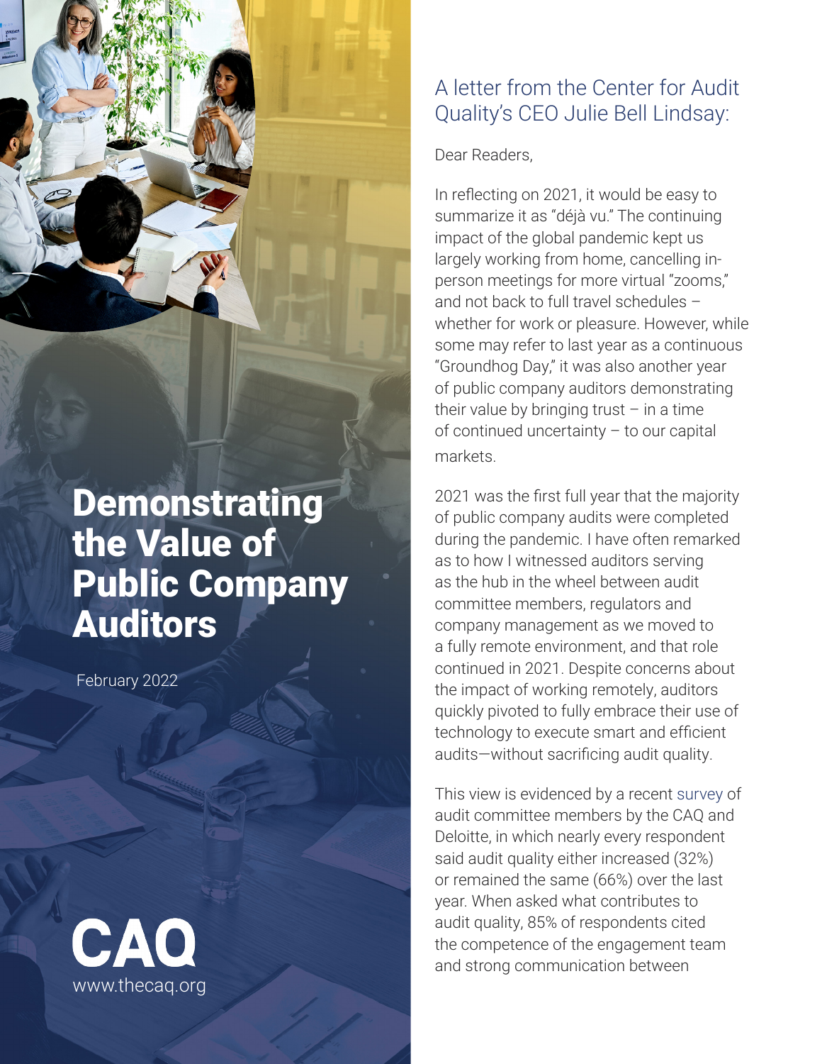# Demonstrating the Value of Public Company Auditors

February 2022

CAQ
www.thecaq.org

## A letter from the Center for Audit Quality's CEO Julie Bell Lindsay:

Dear Readers,

In reflecting on 2021, it would be easy to summarize it as "déjà vu." The continuing impact of the global pandemic kept us largely working from home, cancelling in-person meetings for more virtual "zooms," and not back to full travel schedules – whether for work or pleasure. However, while some may refer to last year as a continuous "Groundhog Day," it was also another year of public company auditors demonstrating their value by bringing trust – in a time of continued uncertainty – to our capital markets.

2021 was the first full year that the majority of public company audits were completed during the pandemic. I have often remarked as to how I witnessed auditors serving as the hub in the wheel between audit committee members, regulators and company management as we moved to a fully remote environment, and that role continued in 2021. Despite concerns about the impact of working remotely, auditors quickly pivoted to fully embrace their use of technology to execute smart and efficient audits—without sacrificing audit quality.

This view is evidenced by a recent survey of audit committee members by the CAQ and Deloitte, in which nearly every respondent said audit quality either increased (32%) or remained the same (66%) over the last year. When asked what contributes to audit quality, 85% of respondents cited the competence of the engagement team and strong communication between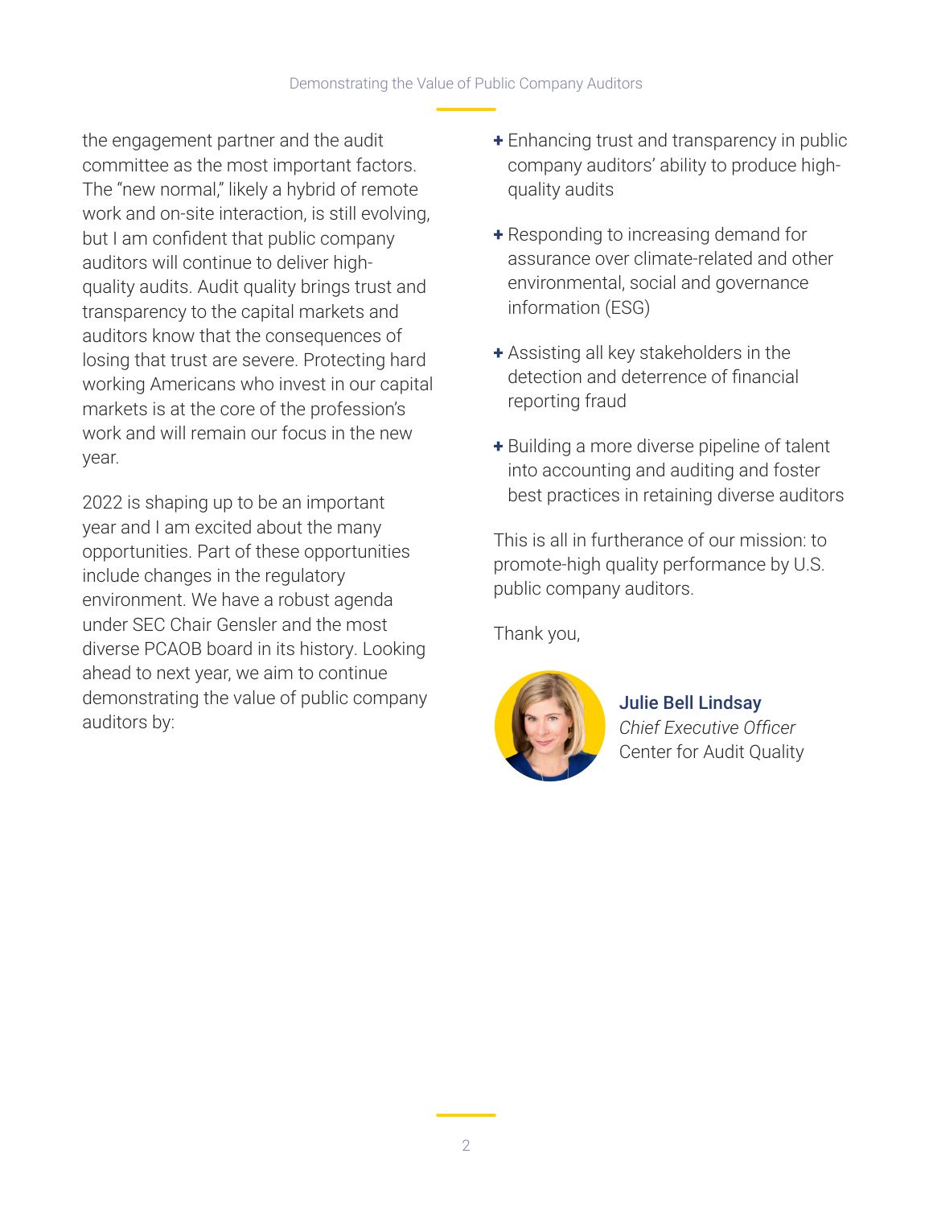the engagement partner and the audit committee as the most important factors. The "new normal," likely a hybrid of remote work and on-site interaction, is still evolving, but I am confident that public company auditors will continue to deliver high-quality audits. Audit quality brings trust and transparency to the capital markets and auditors know that the consequences of losing that trust are severe. Protecting hard working Americans who invest in our capital markets is at the core of the profession's work and will remain our focus in the new year.

2022 is shaping up to be an important year and I am excited about the many opportunities. Part of these opportunities include changes in the regulatory environment. We have a robust agenda under SEC Chair Gensler and the most diverse PCAOB board in its history. Looking ahead to next year, we aim to continue demonstrating the value of public company auditors by:

- Enhancing trust and transparency in public company auditors' ability to produce high-quality audits
- Responding to increasing demand for assurance over climate-related and other environmental, social and governance information (ESG)
- Assisting all key stakeholders in the detection and deterrence of financial reporting fraud
- Building a more diverse pipeline of talent into accounting and auditing and foster best practices in retaining diverse auditors

This is all in furtherance of our mission: to promote-high quality performance by U.S. public company auditors.

Thank you,

**Julie Bell Lindsay**
*Chief Executive Officer*
Center for Audit Quality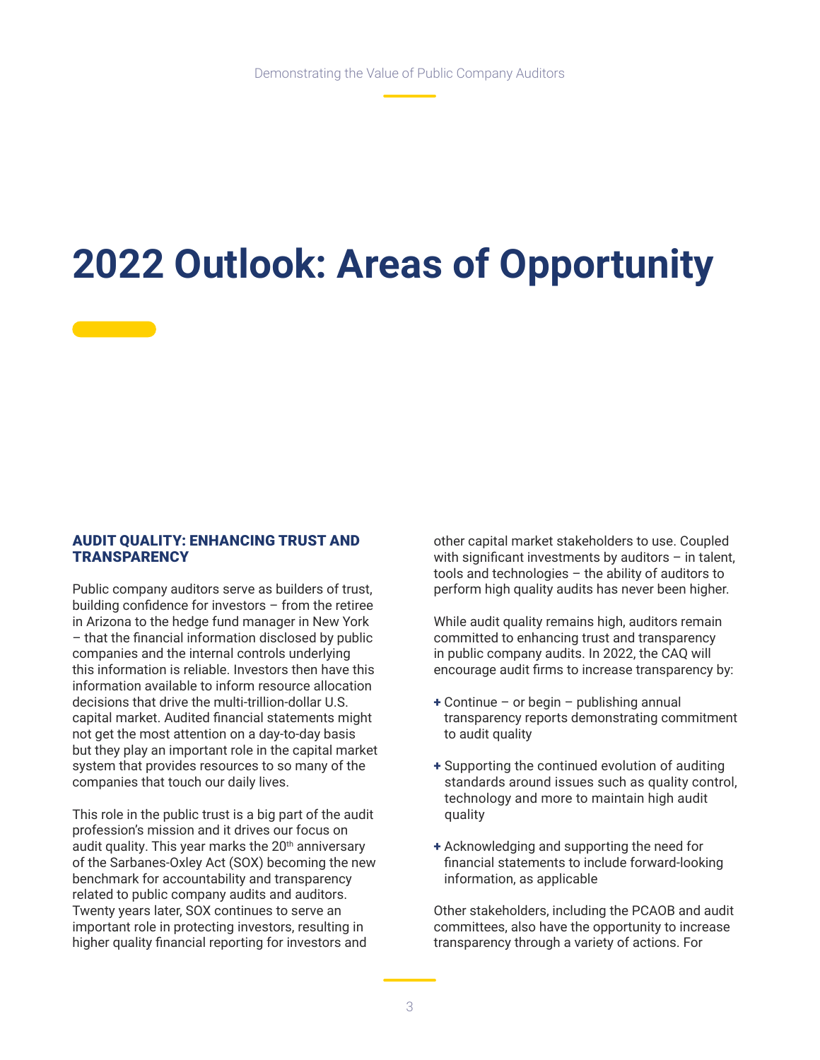# 2022 Outlook: Areas of Opportunity

## AUDIT QUALITY: ENHANCING TRUST AND TRANSPARENCY

Public company auditors serve as builders of trust, building confidence for investors – from the retiree in Arizona to the hedge fund manager in New York – that the financial information disclosed by public companies and the internal controls underlying this information is reliable. Investors then have this information available to inform resource allocation decisions that drive the multi-trillion-dollar U.S. capital market. Audited financial statements might not get the most attention on a day-to-day basis but they play an important role in the capital market system that provides resources to so many of the companies that touch our daily lives.

This role in the public trust is a big part of the audit profession's mission and it drives our focus on audit quality. This year marks the 20th anniversary of the Sarbanes-Oxley Act (SOX) becoming the new benchmark for accountability and transparency related to public company audits and auditors. Twenty years later, SOX continues to serve an important role in protecting investors, resulting in higher quality financial reporting for investors and other capital market stakeholders to use. Coupled with significant investments by auditors – in talent, tools and technologies – the ability of auditors to perform high quality audits has never been higher.

While audit quality remains high, auditors remain committed to enhancing trust and transparency in public company audits. In 2022, the CAQ will encourage audit firms to increase transparency by:

+ Continue – or begin – publishing annual transparency reports demonstrating commitment to audit quality
+ Supporting the continued evolution of auditing standards around issues such as quality control, technology and more to maintain high audit quality
+ Acknowledging and supporting the need for financial statements to include forward-looking information, as applicable

Other stakeholders, including the PCAOB and audit committees, also have the opportunity to increase transparency through a variety of actions. For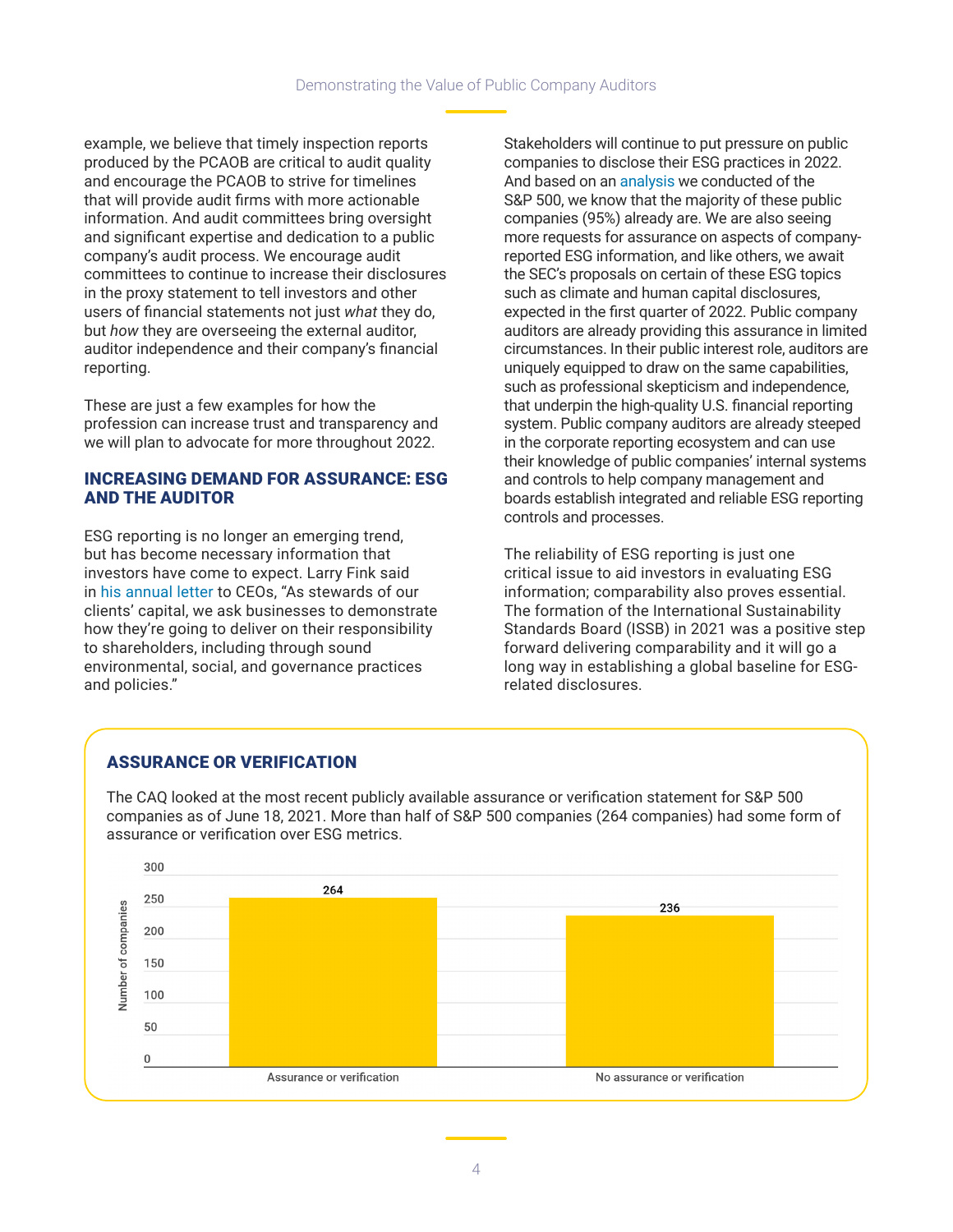example, we believe that timely inspection reports produced by the PCAOB are critical to audit quality and encourage the PCAOB to strive for timelines that will provide audit firms with more actionable information. And audit committees bring oversight and significant expertise and dedication to a public company's audit process. We encourage audit committees to continue to increase their disclosures in the proxy statement to tell investors and other users of financial statements not just *what* they do, but *how* they are overseeing the external auditor, auditor independence and their company's financial reporting.

These are just a few examples for how the profession can increase trust and transparency and we will plan to advocate for more throughout 2022.

## INCREASING DEMAND FOR ASSURANCE: ESG AND THE AUDITOR

ESG reporting is no longer an emerging trend, but has become necessary information that investors have come to expect. Larry Fink said in his annual letter to CEOs, "As stewards of our clients' capital, we ask businesses to demonstrate how they're going to deliver on their responsibility to shareholders, including through sound environmental, social, and governance practices and policies."

Stakeholders will continue to put pressure on public companies to disclose their ESG practices in 2022. And based on an analysis we conducted of the S&P 500, we know that the majority of these public companies (95%) already are. We are also seeing more requests for assurance on aspects of company-reported ESG information, and like others, we await the SEC's proposals on certain of these ESG topics such as climate and human capital disclosures, expected in the first quarter of 2022. Public company auditors are already providing this assurance in limited circumstances. In their public interest role, auditors are uniquely equipped to draw on the same capabilities, such as professional skepticism and independence, that underpin the high-quality U.S. financial reporting system. Public company auditors are already steeped in the corporate reporting ecosystem and can use their knowledge of public companies' internal systems and controls to help company management and boards establish integrated and reliable ESG reporting controls and processes.

The reliability of ESG reporting is just one critical issue to aid investors in evaluating ESG information; comparability also proves essential. The formation of the International Sustainability Standards Board (ISSB) in 2021 was a positive step forward delivering comparability and it will go a long way in establishing a global baseline for ESG-related disclosures.

### ASSURANCE OR VERIFICATION

The CAQ looked at the most recent publicly available assurance or verification statement for S&P 500 companies as of June 18, 2021. More than half of S&P 500 companies (264 companies) had some form of assurance or verification over ESG metrics.

| | Number of companies |
|---|---|
| Assurance or verification | 264 |
| No assurance or verification | 236 |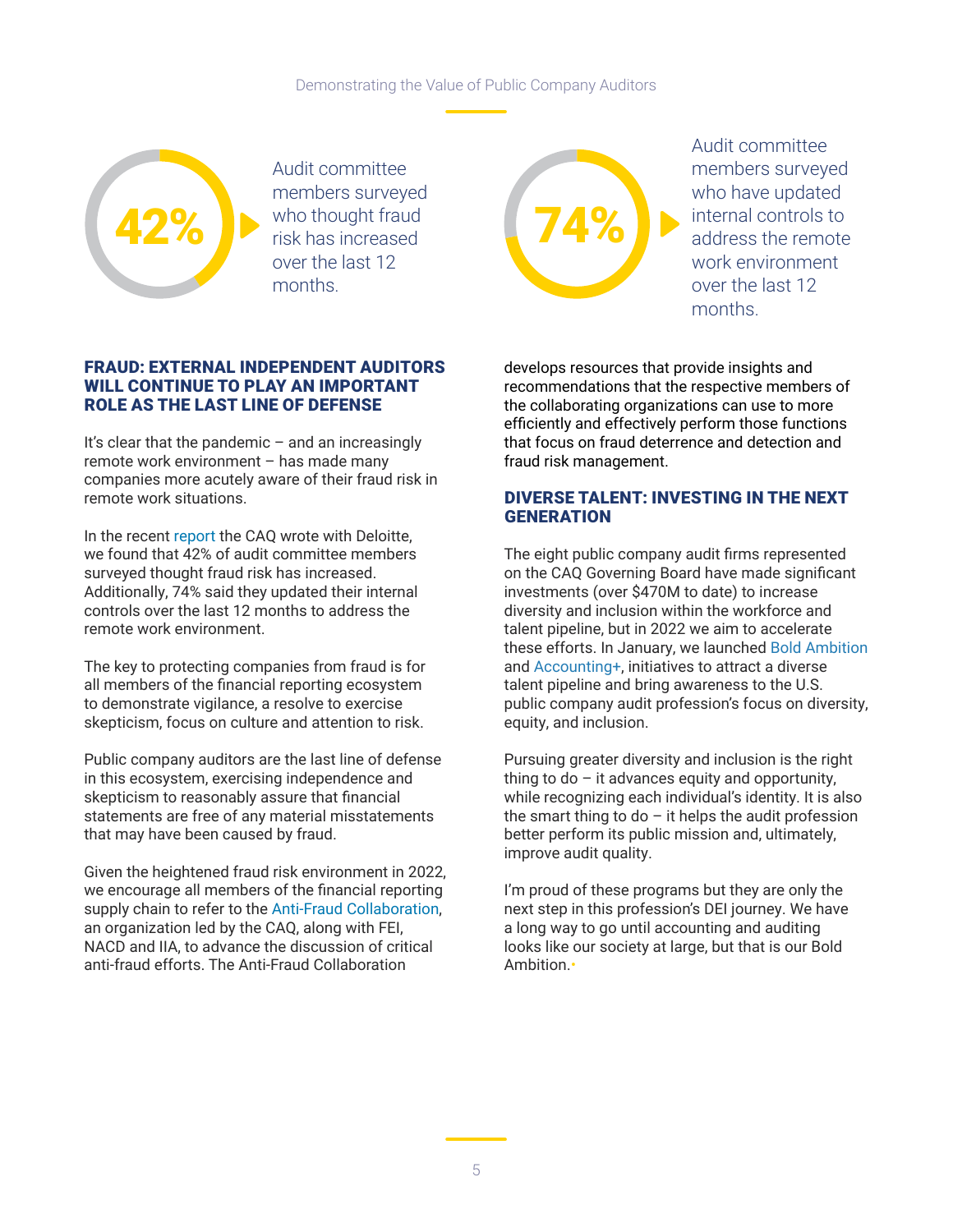42%

Audit committee members surveyed who thought fraud risk has increased over the last 12 months.

74%

Audit committee members surveyed who have updated internal controls to address the remote work environment over the last 12 months.

## FRAUD: EXTERNAL INDEPENDENT AUDITORS WILL CONTINUE TO PLAY AN IMPORTANT ROLE AS THE LAST LINE OF DEFENSE

It's clear that the pandemic – and an increasingly remote work environment – has made many companies more acutely aware of their fraud risk in remote work situations.

In the recent report the CAQ wrote with Deloitte, we found that 42% of audit committee members surveyed thought fraud risk has increased. Additionally, 74% said they updated their internal controls over the last 12 months to address the remote work environment.

The key to protecting companies from fraud is for all members of the financial reporting ecosystem to demonstrate vigilance, a resolve to exercise skepticism, focus on culture and attention to risk.

Public company auditors are the last line of defense in this ecosystem, exercising independence and skepticism to reasonably assure that financial statements are free of any material misstatements that may have been caused by fraud.

Given the heightened fraud risk environment in 2022, we encourage all members of the financial reporting supply chain to refer to the Anti-Fraud Collaboration, an organization led by the CAQ, along with FEI, NACD and IIA, to advance the discussion of critical anti-fraud efforts. The Anti-Fraud Collaboration develops resources that provide insights and recommendations that the respective members of the collaborating organizations can use to more efficiently and effectively perform those functions that focus on fraud deterrence and detection and fraud risk management.

## DIVERSE TALENT: INVESTING IN THE NEXT GENERATION

The eight public company audit firms represented on the CAQ Governing Board have made significant investments (over $470M to date) to increase diversity and inclusion within the workforce and talent pipeline, but in 2022 we aim to accelerate these efforts. In January, we launched Bold Ambition and Accounting+, initiatives to attract a diverse talent pipeline and bring awareness to the U.S. public company audit profession's focus on diversity, equity, and inclusion.

Pursuing greater diversity and inclusion is the right thing to do – it advances equity and opportunity, while recognizing each individual's identity. It is also the smart thing to do – it helps the audit profession better perform its public mission and, ultimately, improve audit quality.

I'm proud of these programs but they are only the next step in this profession's DEI journey. We have a long way to go until accounting and auditing looks like our society at large, but that is our Bold Ambition.